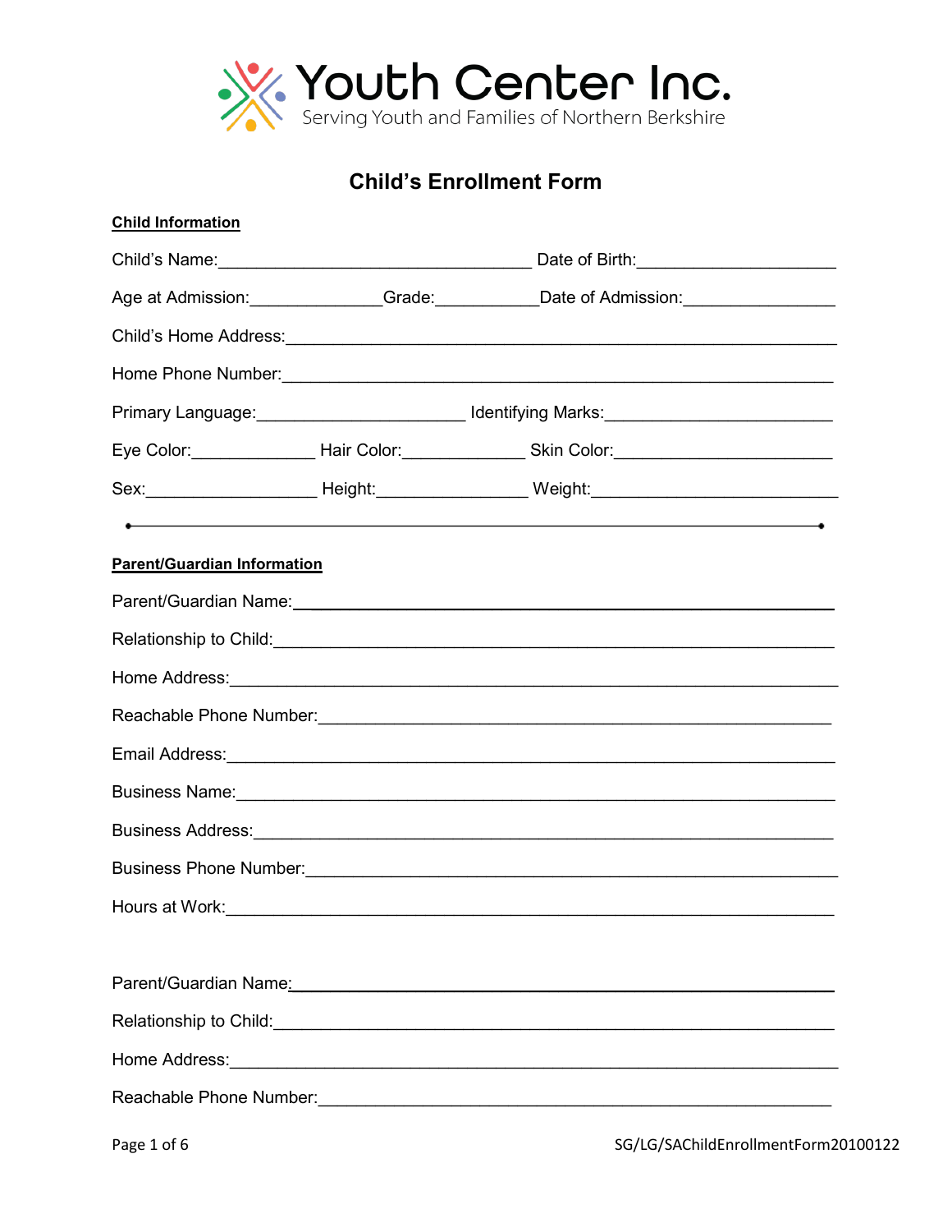# Youth Center Inc.

Serving Youth and Families of Northern Berkshire

## Child's Enrollment Form

**Child Information**

Child's Name:_________________________________ Date of Birth:_____________________

Age at Admission:______________Grade:___________Date of Admission:________________

Child's Home Address:___________________________________________________________

Home Phone Number:____________________________________________________________

Primary Language:______________________ Identifying Marks:________________________

Eye Color:_____________ Hair Color:_____________ Skin Color:______________________

Sex:__________________ Height:________________ Weight:___________________________

---

**Parent/Guardian Information**

Parent/Guardian Name:___________________________________________________________

Relationship to Child:____________________________________________________________

Home Address:___________________________________________________________________

Reachable Phone Number:_________________________________________________________

Email Address:___________________________________________________________________

Business Name:__________________________________________________________________

Business Address:________________________________________________________________

Business Phone Number:__________________________________________________________

Hours at Work:___________________________________________________________________

Parent/Guardian Name:___________________________________________________________

Relationship to Child:____________________________________________________________

Home Address:___________________________________________________________________

Reachable Phone Number:_________________________________________________________

SG/LG/SAChildEnrollmentForm20100122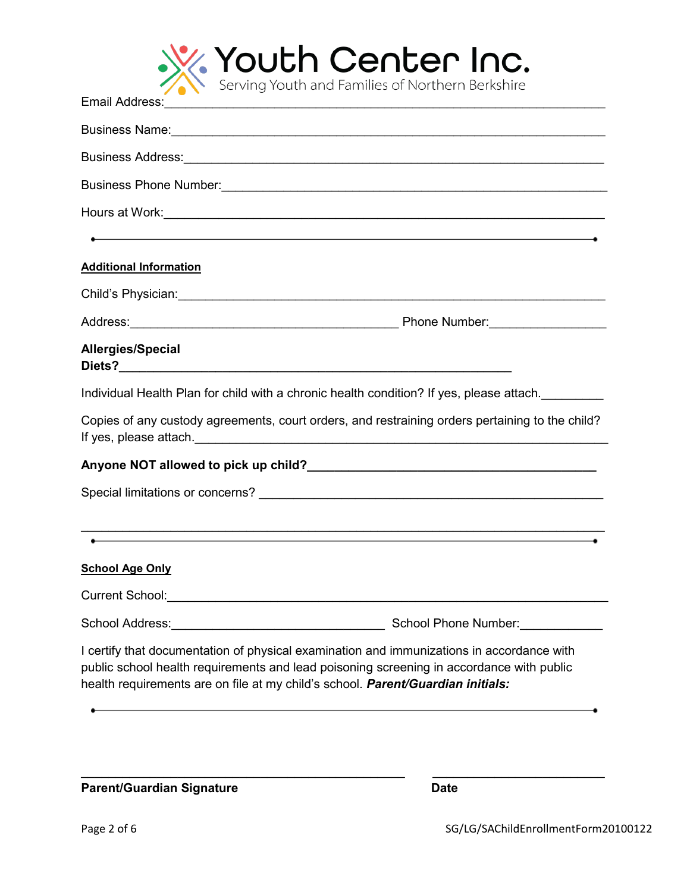Email Address:______________________________________________________________

Business Name:______________________________________________________________

Business Address:____________________________________________________________

Business Phone Number:_______________________________________________________

Hours at Work:______________________________________________________________

---

**Additional Information**

Child's Physician:___________________________________________________________

Address:_________________________________________ Phone Number:_________________

**Allergies/Special Diets?_______________________________________________________**

Individual Health Plan for child with a chronic health condition? If yes, please attach._________

Copies of any custody agreements, court orders, and restraining orders pertaining to the child? If yes, please attach._____________________________________________________________

**Anyone NOT allowed to pick up child?__________________________________________**

Special limitations or concerns? _______________________________________________

______________________________________________________________________________

---

**School Age Only**

Current School:_____________________________________________________________

School Address:_______________________________ School Phone Number:____________

I certify that documentation of physical examination and immunizations in accordance with public school health requirements and lead poisoning screening in accordance with public health requirements are on file at my child's school. ***Parent/Guardian initials:***

---

_______________________________________________ __________________________

**Parent/Guardian Signature** **Date**

SG/LG/SAChildEnrollmentForm20100122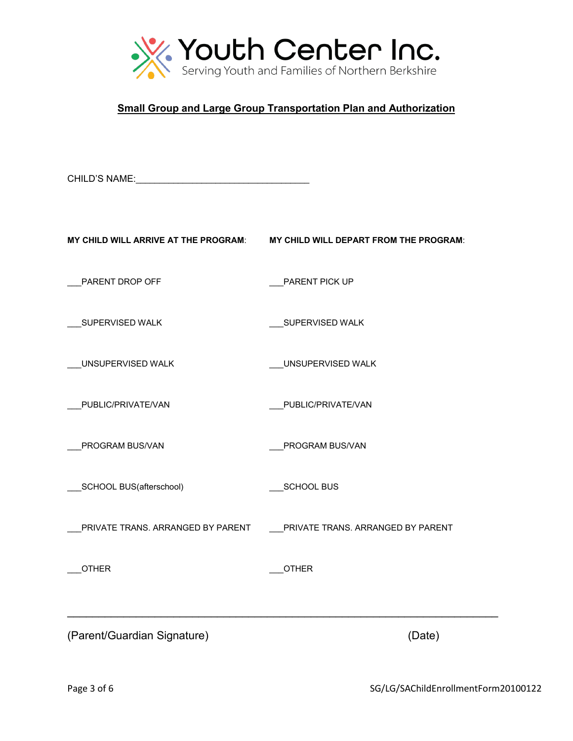# Youth Center Inc.

Serving Youth and Families of Northern Berkshire

## Small Group and Large Group Transportation Plan and Authorization

CHILD'S NAME:_________________________________

| **MY CHILD WILL ARRIVE AT THE PROGRAM**: | **MY CHILD WILL DEPART FROM THE PROGRAM**: |
|---|---|
| ___PARENT DROP OFF | ___PARENT PICK UP |
| ___SUPERVISED WALK | ___SUPERVISED WALK |
| ___UNSUPERVISED WALK | ___UNSUPERVISED WALK |
| ___PUBLIC/PRIVATE/VAN | ___PUBLIC/PRIVATE/VAN |
| ___PROGRAM BUS/VAN | ___PROGRAM BUS/VAN |
| ___SCHOOL BUS(afterschool) | ___SCHOOL BUS |
| ___PRIVATE TRANS. ARRANGED BY PARENT | ___PRIVATE TRANS. ARRANGED BY PARENT |
| ___OTHER | ___OTHER |

______________________________________________________________________________

(Parent/Guardian Signature) (Date)

SG/LG/SAChildEnrollmentForm20100122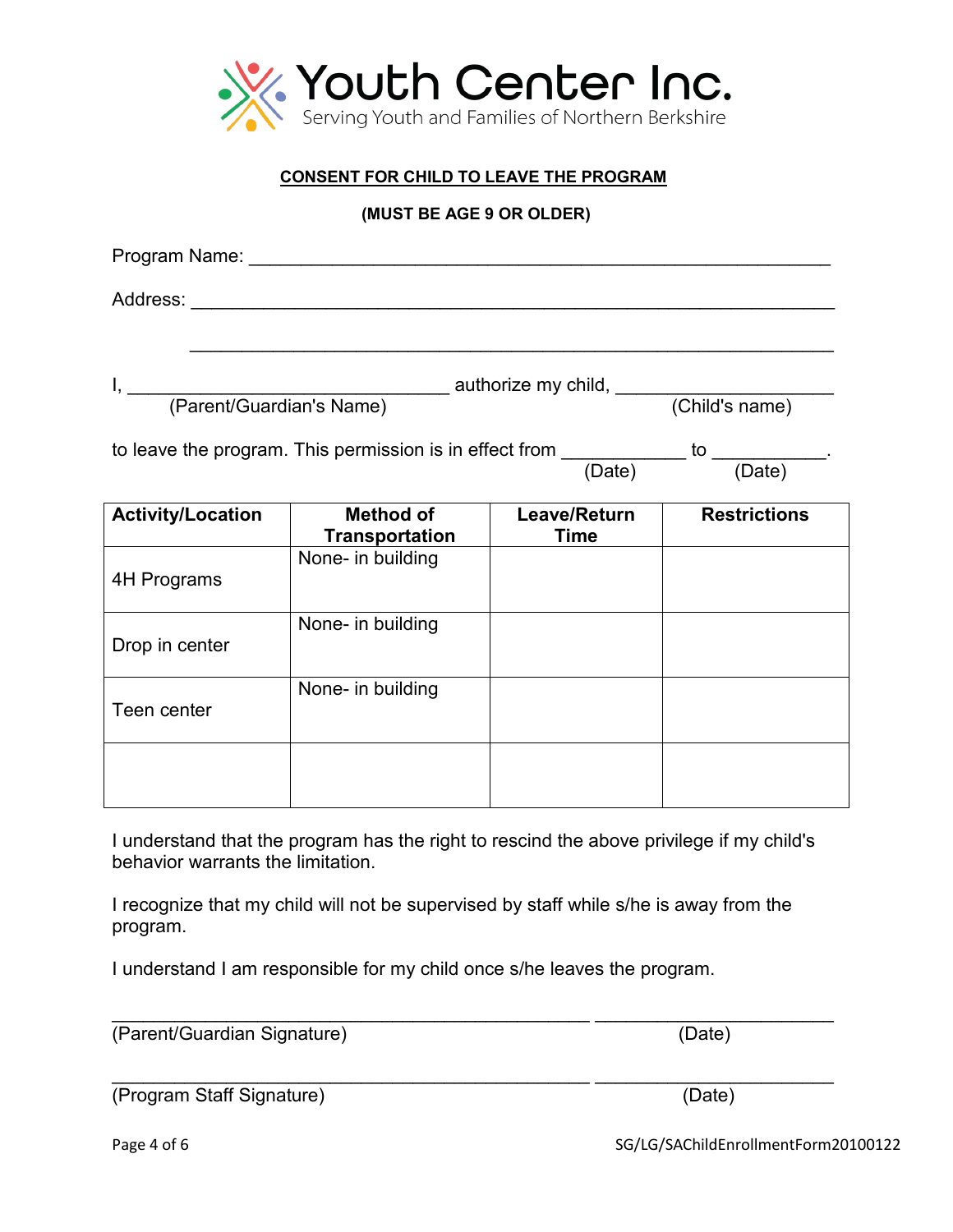# Youth Center Inc.

Serving Youth and Families of Northern Berkshire

**CONSENT FOR CHILD TO LEAVE THE PROGRAM**

**(MUST BE AGE 9 OR OLDER)**

Program Name: ___________________________________________________________

Address: ______________________________________________________________

______________________________________________________________

I, ________________________________ authorize my child, _____________________
(Parent/Guardian's Name) (Child's name)

to leave the program. This permission is in effect from ____________ to ___________.
(Date) (Date)

| Activity/Location | Method of Transportation | Leave/Return Time | Restrictions |
|---|---|---|---|
| 4H Programs | None- in building | | |
| Drop in center | None- in building | | |
| Teen center | None- in building | | |
| | | | |

I understand that the program has the right to rescind the above privilege if my child's behavior warrants the limitation.

I recognize that my child will not be supervised by staff while s/he is away from the program.

I understand I am responsible for my child once s/he leaves the program.

_______________________________________________ ________________________
(Parent/Guardian Signature) (Date)

_______________________________________________ ________________________
(Program Staff Signature) (Date)

SG/LG/SAChildEnrollmentForm20100122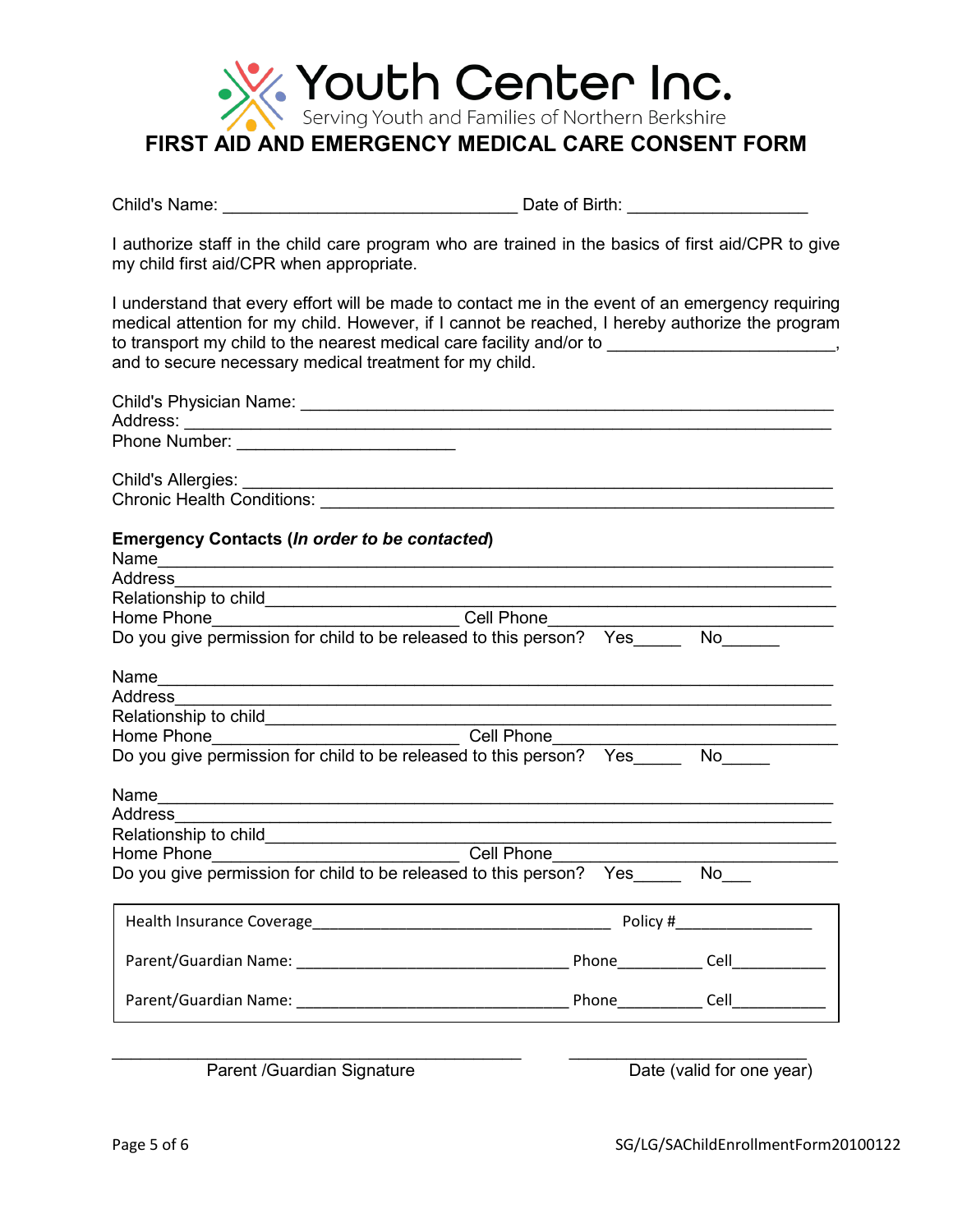# Youth Center Inc.

Serving Youth and Families of Northern Berkshire

## FIRST AID AND EMERGENCY MEDICAL CARE CONSENT FORM

Child's Name: ________________________________ Date of Birth: ___________________

I authorize staff in the child care program who are trained in the basics of first aid/CPR to give my child first aid/CPR when appropriate.

I understand that every effort will be made to contact me in the event of an emergency requiring medical attention for my child. However, if I cannot be reached, I hereby authorize the program to transport my child to the nearest medical care facility and/or to ________________________, and to secure necessary medical treatment for my child.

Child's Physician Name: ___________________________________________________
Address: ________________________________________________________________
Phone Number: ________________________

Child's Allergies: _________________________________________________________
Chronic Health Conditions: _________________________________________________

**Emergency Contacts (*In order to be contacted*)**

Name_____________________________________________________________________
Address___________________________________________________________________
Relationship to child________________________________________________________
Home Phone__________________________ Cell Phone____________________________
Do you give permission for child to be released to this person? Yes_____ No______

Name_____________________________________________________________________
Address___________________________________________________________________
Relationship to child________________________________________________________
Home Phone__________________________ Cell Phone____________________________
Do you give permission for child to be released to this person? Yes_____ No_____

Name_____________________________________________________________________
Address___________________________________________________________________
Relationship to child________________________________________________________
Home Phone__________________________ Cell Phone____________________________
Do you give permission for child to be released to this person? Yes_____ No___

Health Insurance Coverage__________________________________ Policy #________________

Parent/Guardian Name: ________________________________ Phone__________ Cell___________

Parent/Guardian Name: ________________________________ Phone__________ Cell___________

_____________________________________________ ___________________________
Parent /Guardian Signature Date (valid for one year)

SG/LG/SAChildEnrollmentForm20100122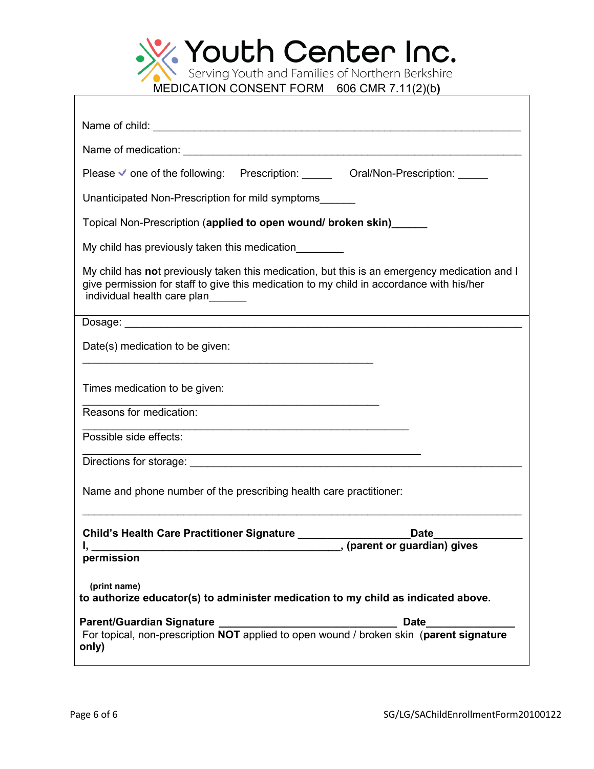# Youth Center Inc.

Serving Youth and Families of Northern Berkshire

MEDICATION CONSENT FORM 606 CMR 7.11(2)(b)

Name of child: ______________________________________________________________

Name of medication: __________________________________________________________

Please ✓ one of the following: Prescription: _____ Oral/Non-Prescription: _____

Unanticipated Non-Prescription for mild symptoms______

Topical Non-Prescription (**applied to open wound/ broken skin)______**

My child has previously taken this medication________

My child has **no**t previously taken this medication, but this is an emergency medication and I give permission for staff to give this medication to my child in accordance with his/her individual health care plan______

Dosage: ____________________________________________________________________

Date(s) medication to be given:

__________________________________________________

Times medication to be given:

__________________________________________________

Reasons for medication:

__________________________________________________

Possible side effects:

__________________________________________________

Directions for storage: ______________________________________________________

Name and phone number of the prescribing health care practitioner:

____________________________________________________________________________

**Child's Health Care Practitioner Signature ___________________Date_______________**

**I, ___________________________________________, (parent or guardian) gives permission**

**(print name)**

**to authorize educator(s) to administer medication to my child as indicated above.**

**Parent/Guardian Signature ______________________________ Date_______________**

For topical, non-prescription **NOT** applied to open wound / broken skin (**parent signature only)**

SG/LG/SAChildEnrollmentForm20100122